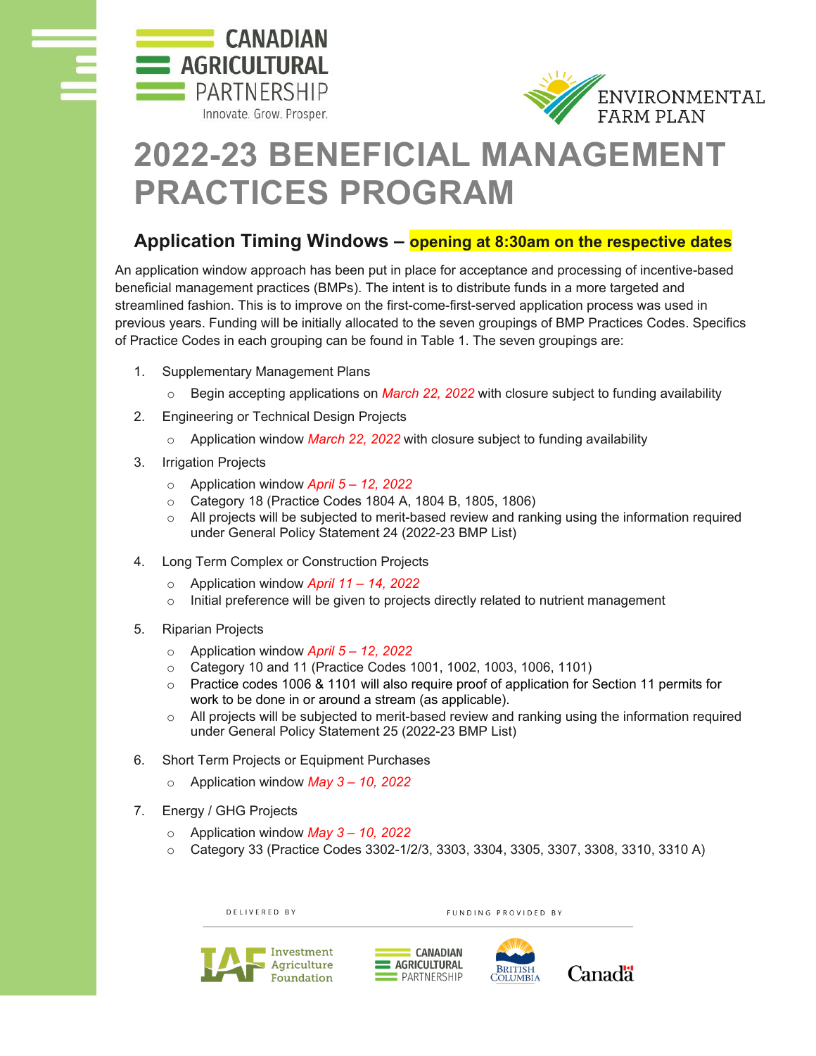# 2022-23 BENEFICIAL MANAGEMENT PRACTICES PROGRAM

## Application Timing Windows – opening at 8:30am on the respective dates

An application window approach has been put in place for acceptance and processing of incentive-based beneficial management practices (BMPs). The intent is to distribute funds in a more targeted and streamlined fashion. This is to improve on the first-come-first-served application process was used in previous years. Funding will be initially allocated to the seven groupings of BMP Practices Codes. Specifics of Practice Codes in each grouping can be found in Table 1. The seven groupings are:

1. Supplementary Management Plans
   - Begin accepting applications on *March 22, 2022* with closure subject to funding availability
2. Engineering or Technical Design Projects
   - Application window *March 22, 2022* with closure subject to funding availability
3. Irrigation Projects
   - Application window *April 5 – 12, 2022*
   - Category 18 (Practice Codes 1804 A, 1804 B, 1805, 1806)
   - All projects will be subjected to merit-based review and ranking using the information required under General Policy Statement 24 (2022-23 BMP List)
4. Long Term Complex or Construction Projects
   - Application window *April 11 – 14, 2022*
   - Initial preference will be given to projects directly related to nutrient management
5. Riparian Projects
   - Application window *April 5 – 12, 2022*
   - Category 10 and 11 (Practice Codes 1001, 1002, 1003, 1006, 1101)
   - Practice codes 1006 & 1101 will also require proof of application for Section 11 permits for work to be done in or around a stream (as applicable).
   - All projects will be subjected to merit-based review and ranking using the information required under General Policy Statement 25 (2022-23 BMP List)
6. Short Term Projects or Equipment Purchases
   - Application window *May 3 – 10, 2022*
7. Energy / GHG Projects
   - Application window *May 3 – 10, 2022*
   - Category 33 (Practice Codes 3302-1/2/3, 3303, 3304, 3305, 3307, 3308, 3310, 3310 A)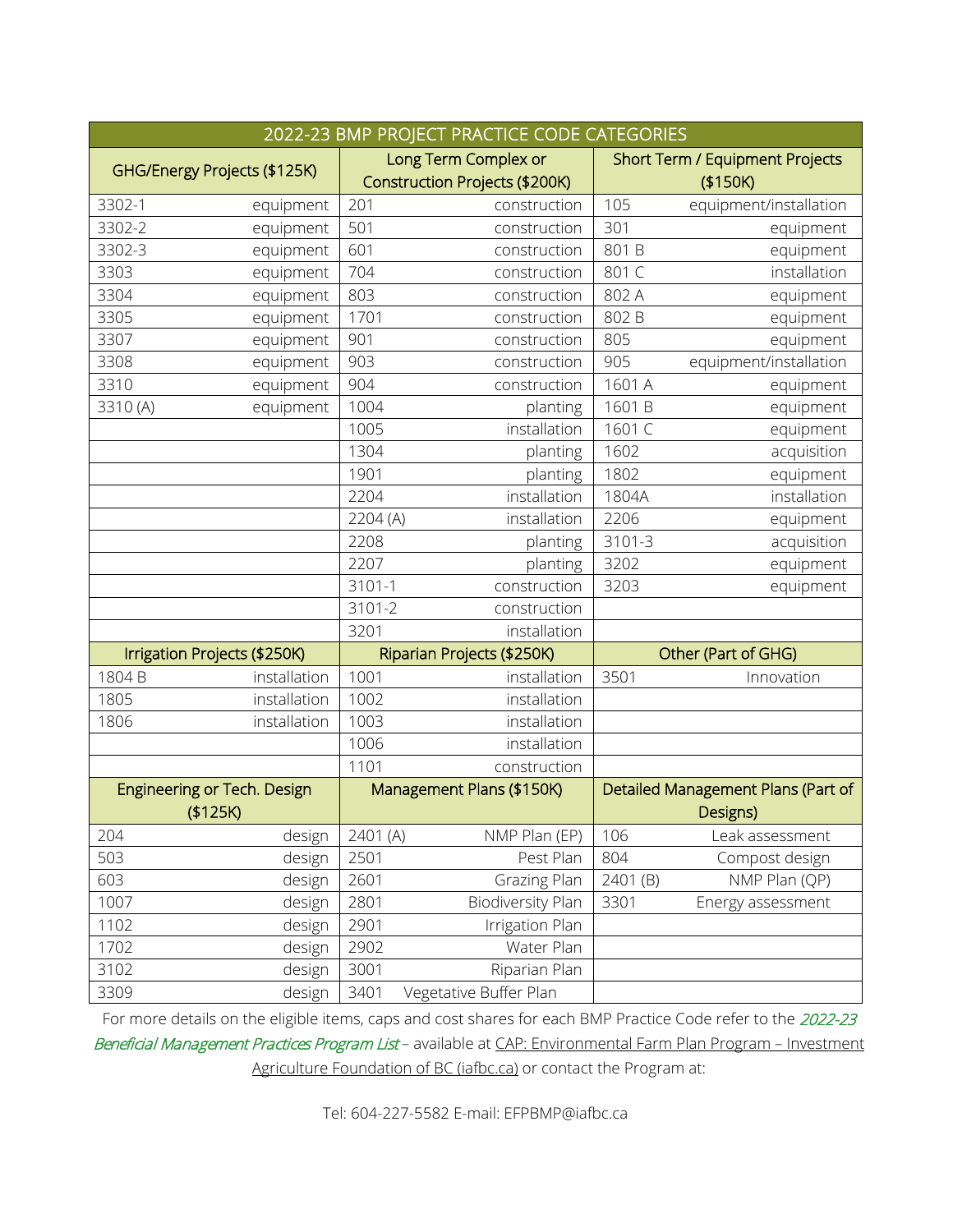| 2022-23 BMP PROJECT PRACTICE CODE CATEGORIES | | | | | |
|---|---|---|---|---|---|
| GHG/Energy Projects ($125K) | | Long Term Complex or Construction Projects ($200K) | | Short Term / Equipment Projects ($150K) | |
| 3302-1 | equipment | 201 | construction | 105 | equipment/installation |
| 3302-2 | equipment | 501 | construction | 301 | equipment |
| 3302-3 | equipment | 601 | construction | 801 B | equipment |
| 3303 | equipment | 704 | construction | 801 C | installation |
| 3304 | equipment | 803 | construction | 802 A | equipment |
| 3305 | equipment | 1701 | construction | 802 B | equipment |
| 3307 | equipment | 901 | construction | 805 | equipment |
| 3308 | equipment | 903 | construction | 905 | equipment/installation |
| 3310 | equipment | 904 | construction | 1601 A | equipment |
| 3310 (A) | equipment | 1004 | planting | 1601 B | equipment |
| | | 1005 | installation | 1601 C | equipment |
| | | 1304 | planting | 1602 | acquisition |
| | | 1901 | planting | 1802 | equipment |
| | | 2204 | installation | 1804A | installation |
| | | 2204 (A) | installation | 2206 | equipment |
| | | 2208 | planting | 3101-3 | acquisition |
| | | 2207 | planting | 3202 | equipment |
| | | 3101-1 | construction | 3203 | equipment |
| | | 3101-2 | construction | | |
| | | 3201 | installation | | |
| Irrigation Projects ($250K) | | Riparian Projects ($250K) | | Other (Part of GHG) | |
| 1804 B | installation | 1001 | installation | 3501 | Innovation |
| 1805 | installation | 1002 | installation | | |
| 1806 | installation | 1003 | installation | | |
| | | 1006 | installation | | |
| | | 1101 | construction | | |
| Engineering or Tech. Design ($125K) | | Management Plans ($150K) | | Detailed Management Plans (Part of Designs) | |
| 204 | design | 2401 (A) | NMP Plan (EP) | 106 | Leak assessment |
| 503 | design | 2501 | Pest Plan | 804 | Compost design |
| 603 | design | 2601 | Grazing Plan | 2401 (B) | NMP Plan (QP) |
| 1007 | design | 2801 | Biodiversity Plan | 3301 | Energy assessment |
| 1102 | design | 2901 | Irrigation Plan | | |
| 1702 | design | 2902 | Water Plan | | |
| 3102 | design | 3001 | Riparian Plan | | |
| 3309 | design | 3401 | Vegetative Buffer Plan | | |

For more details on the eligible items, caps and cost shares for each BMP Practice Code refer to the *2022-23 Beneficial Management Practices Program List* – available at CAP: Environmental Farm Plan Program – Investment Agriculture Foundation of BC (iafbc.ca) or contact the Program at:

Tel: 604-227-5582 E-mail: EFPBMP@iafbc.ca